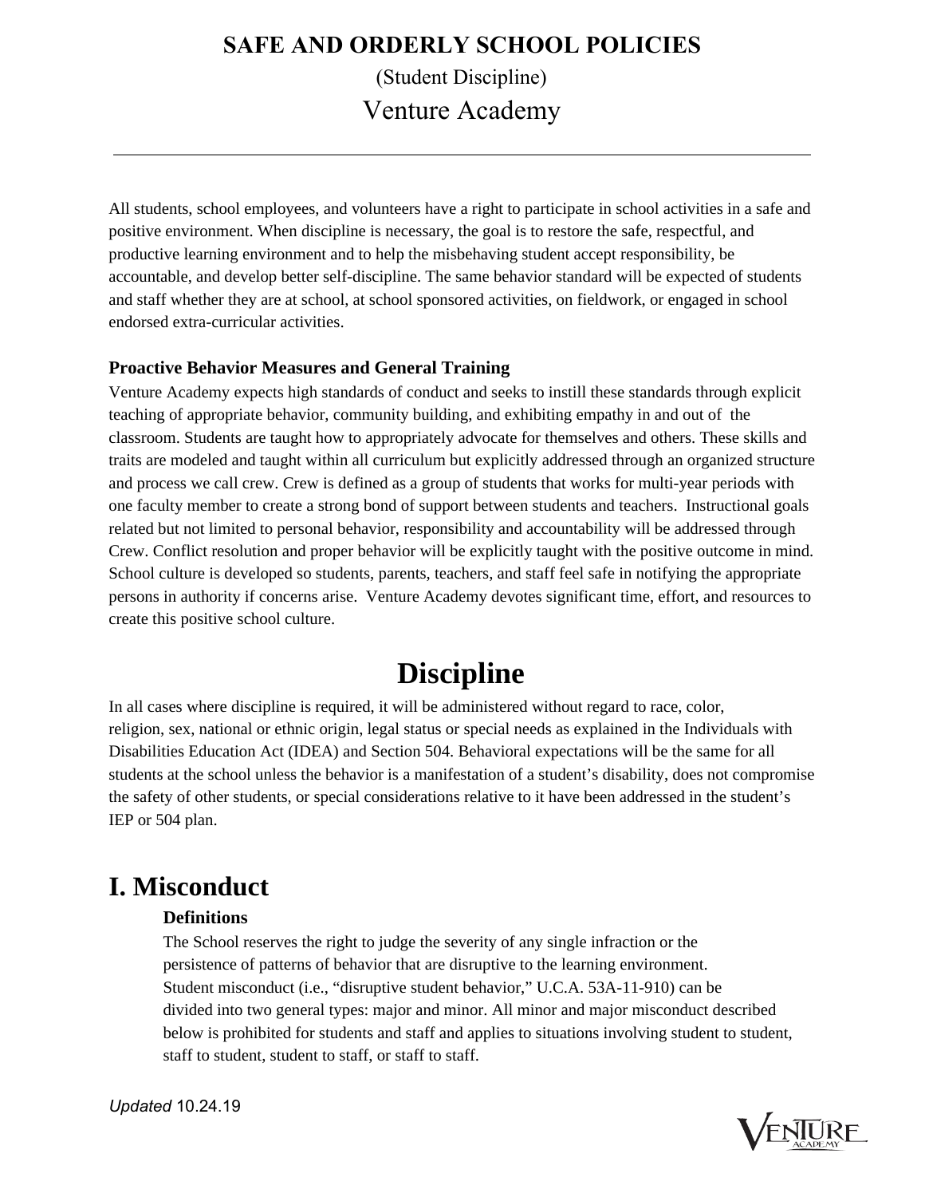# SAFE AND ORDERLY SCHOOL POLICIES

(Student Discipline)

Venture Academy

---

All students, school employees, and volunteers have a right to participate in school activities in a safe and positive environment. When discipline is necessary, the goal is to restore the safe, respectful, and productive learning environment and to help the misbehaving student accept responsibility, be accountable, and develop better self-discipline. The same behavior standard will be expected of students and staff whether they are at school, at school sponsored activities, on fieldwork, or engaged in school endorsed extra-curricular activities.

**Proactive Behavior Measures and General Training**

Venture Academy expects high standards of conduct and seeks to instill these standards through explicit teaching of appropriate behavior, community building, and exhibiting empathy in and out of the classroom. Students are taught how to appropriately advocate for themselves and others. These skills and traits are modeled and taught within all curriculum but explicitly addressed through an organized structure and process we call crew. Crew is defined as a group of students that works for multi-year periods with one faculty member to create a strong bond of support between students and teachers. Instructional goals related but not limited to personal behavior, responsibility and accountability will be addressed through Crew. Conflict resolution and proper behavior will be explicitly taught with the positive outcome in mind. School culture is developed so students, parents, teachers, and staff feel safe in notifying the appropriate persons in authority if concerns arise. Venture Academy devotes significant time, effort, and resources to create this positive school culture.

# Discipline

In all cases where discipline is required, it will be administered without regard to race, color, religion, sex, national or ethnic origin, legal status or special needs as explained in the Individuals with Disabilities Education Act (IDEA) and Section 504. Behavioral expectations will be the same for all students at the school unless the behavior is a manifestation of a student's disability, does not compromise the safety of other students, or special considerations relative to it have been addressed in the student's IEP or 504 plan.

## I. Misconduct

**Definitions**

The School reserves the right to judge the severity of any single infraction or the persistence of patterns of behavior that are disruptive to the learning environment. Student misconduct (i.e., "disruptive student behavior," U.C.A. 53A-11-910) can be divided into two general types: major and minor. All minor and major misconduct described below is prohibited for students and staff and applies to situations involving student to student, staff to student, student to staff, or staff to staff.

*Updated* 10.24.19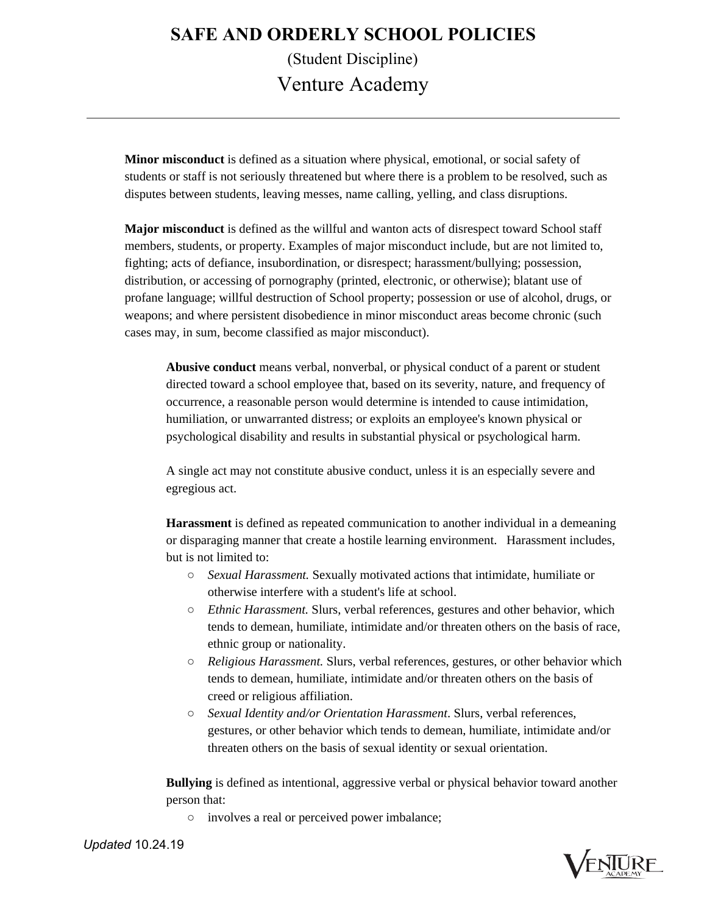**Minor misconduct** is defined as a situation where physical, emotional, or social safety of students or staff is not seriously threatened but where there is a problem to be resolved, such as disputes between students, leaving messes, name calling, yelling, and class disruptions.

**Major misconduct** is defined as the willful and wanton acts of disrespect toward School staff members, students, or property. Examples of major misconduct include, but are not limited to, fighting; acts of defiance, insubordination, or disrespect; harassment/bullying; possession, distribution, or accessing of pornography (printed, electronic, or otherwise); blatant use of profane language; willful destruction of School property; possession or use of alcohol, drugs, or weapons; and where persistent disobedience in minor misconduct areas become chronic (such cases may, in sum, become classified as major misconduct).

**Abusive conduct** means verbal, nonverbal, or physical conduct of a parent or student directed toward a school employee that, based on its severity, nature, and frequency of occurrence, a reasonable person would determine is intended to cause intimidation, humiliation, or unwarranted distress; or exploits an employee's known physical or psychological disability and results in substantial physical or psychological harm.

A single act may not constitute abusive conduct, unless it is an especially severe and egregious act.

**Harassment** is defined as repeated communication to another individual in a demeaning or disparaging manner that create a hostile learning environment. Harassment includes, but is not limited to:

- *Sexual Harassment.* Sexually motivated actions that intimidate, humiliate or otherwise interfere with a student's life at school.
- *Ethnic Harassment.* Slurs, verbal references, gestures and other behavior, which tends to demean, humiliate, intimidate and/or threaten others on the basis of race, ethnic group or nationality.
- *Religious Harassment.* Slurs, verbal references, gestures, or other behavior which tends to demean, humiliate, intimidate and/or threaten others on the basis of creed or religious affiliation.
- *Sexual Identity and/or Orientation Harassment*. Slurs, verbal references, gestures, or other behavior which tends to demean, humiliate, intimidate and/or threaten others on the basis of sexual identity or sexual orientation.

**Bullying** is defined as intentional, aggressive verbal or physical behavior toward another person that:

- involves a real or perceived power imbalance;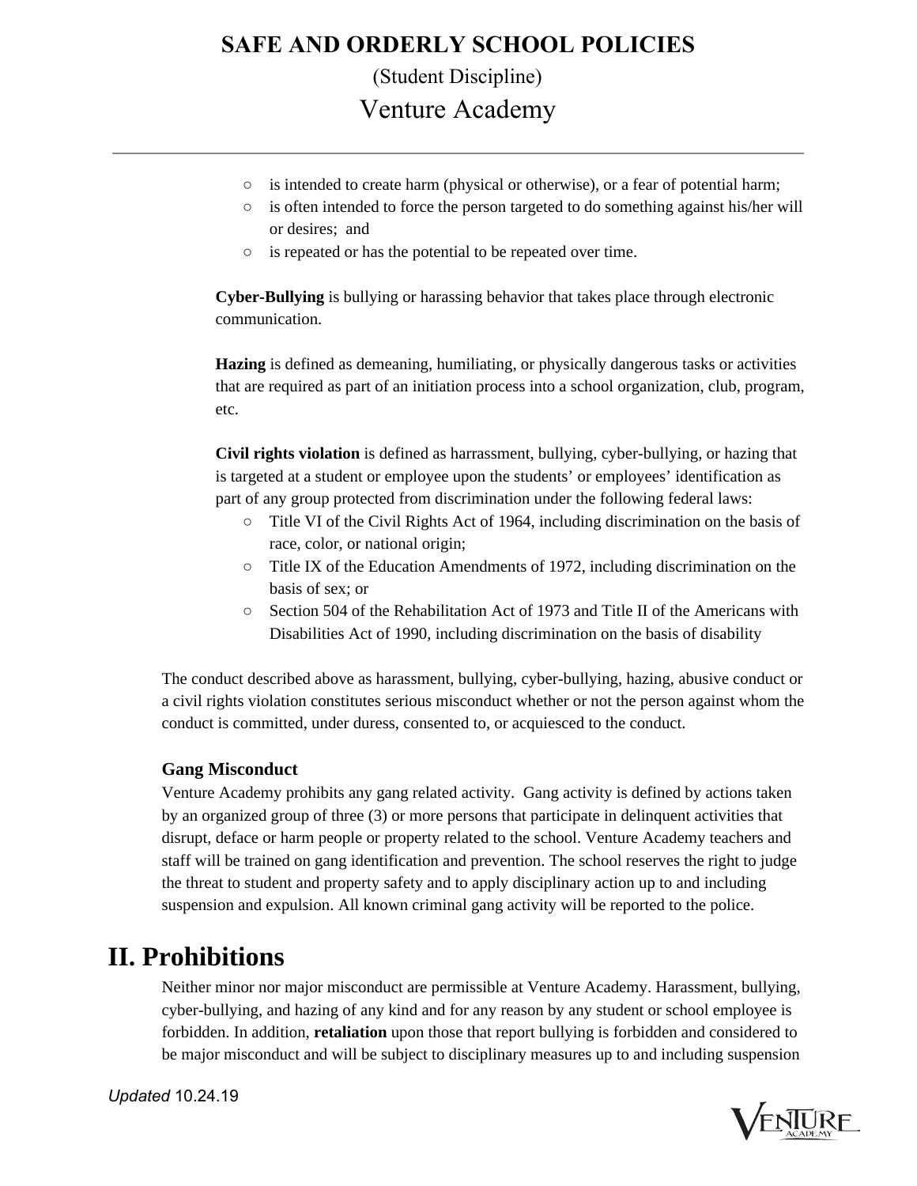- is intended to create harm (physical or otherwise), or a fear of potential harm;
- is often intended to force the person targeted to do something against his/her will or desires; and
- is repeated or has the potential to be repeated over time.

**Cyber-Bullying** is bullying or harassing behavior that takes place through electronic communication.

**Hazing** is defined as demeaning, humiliating, or physically dangerous tasks or activities that are required as part of an initiation process into a school organization, club, program, etc.

**Civil rights violation** is defined as harrassment, bullying, cyber-bullying, or hazing that is targeted at a student or employee upon the students' or employees' identification as part of any group protected from discrimination under the following federal laws:

- Title VI of the Civil Rights Act of 1964, including discrimination on the basis of race, color, or national origin;
- Title IX of the Education Amendments of 1972, including discrimination on the basis of sex; or
- Section 504 of the Rehabilitation Act of 1973 and Title II of the Americans with Disabilities Act of 1990, including discrimination on the basis of disability

The conduct described above as harassment, bullying, cyber-bullying, hazing, abusive conduct or a civil rights violation constitutes serious misconduct whether or not the person against whom the conduct is committed, under duress, consented to, or acquiesced to the conduct.

### Gang Misconduct

Venture Academy prohibits any gang related activity. Gang activity is defined by actions taken by an organized group of three (3) or more persons that participate in delinquent activities that disrupt, deface or harm people or property related to the school. Venture Academy teachers and staff will be trained on gang identification and prevention. The school reserves the right to judge the threat to student and property safety and to apply disciplinary action up to and including suspension and expulsion. All known criminal gang activity will be reported to the police.

## II. Prohibitions

Neither minor nor major misconduct are permissible at Venture Academy. Harassment, bullying, cyber-bullying, and hazing of any kind and for any reason by any student or school employee is forbidden. In addition, **retaliation** upon those that report bullying is forbidden and considered to be major misconduct and will be subject to disciplinary measures up to and including suspension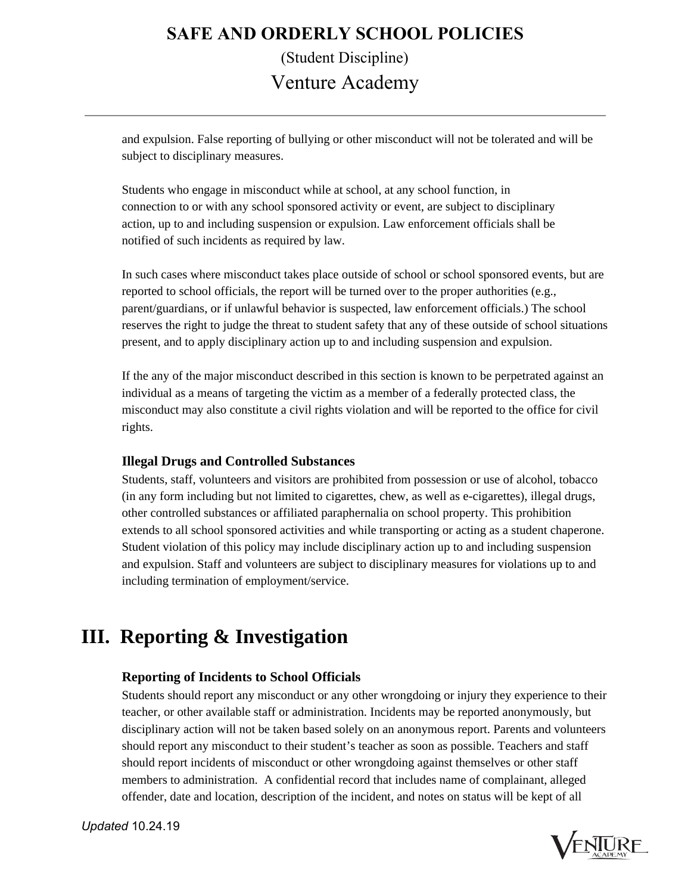and expulsion. False reporting of bullying or other misconduct will not be tolerated and will be subject to disciplinary measures.

Students who engage in misconduct while at school, at any school function, in connection to or with any school sponsored activity or event, are subject to disciplinary action, up to and including suspension or expulsion. Law enforcement officials shall be notified of such incidents as required by law.

In such cases where misconduct takes place outside of school or school sponsored events, but are reported to school officials, the report will be turned over to the proper authorities (e.g., parent/guardians, or if unlawful behavior is suspected, law enforcement officials.) The school reserves the right to judge the threat to student safety that any of these outside of school situations present, and to apply disciplinary action up to and including suspension and expulsion.

If the any of the major misconduct described in this section is known to be perpetrated against an individual as a means of targeting the victim as a member of a federally protected class, the misconduct may also constitute a civil rights violation and will be reported to the office for civil rights.

### Illegal Drugs and Controlled Substances

Students, staff, volunteers and visitors are prohibited from possession or use of alcohol, tobacco (in any form including but not limited to cigarettes, chew, as well as e-cigarettes), illegal drugs, other controlled substances or affiliated paraphernalia on school property. This prohibition extends to all school sponsored activities and while transporting or acting as a student chaperone. Student violation of this policy may include disciplinary action up to and including suspension and expulsion. Staff and volunteers are subject to disciplinary measures for violations up to and including termination of employment/service.

## III. Reporting & Investigation

### Reporting of Incidents to School Officials

Students should report any misconduct or any other wrongdoing or injury they experience to their teacher, or other available staff or administration. Incidents may be reported anonymously, but disciplinary action will not be taken based solely on an anonymous report. Parents and volunteers should report any misconduct to their student's teacher as soon as possible. Teachers and staff should report incidents of misconduct or other wrongdoing against themselves or other staff members to administration. A confidential record that includes name of complainant, alleged offender, date and location, description of the incident, and notes on status will be kept of all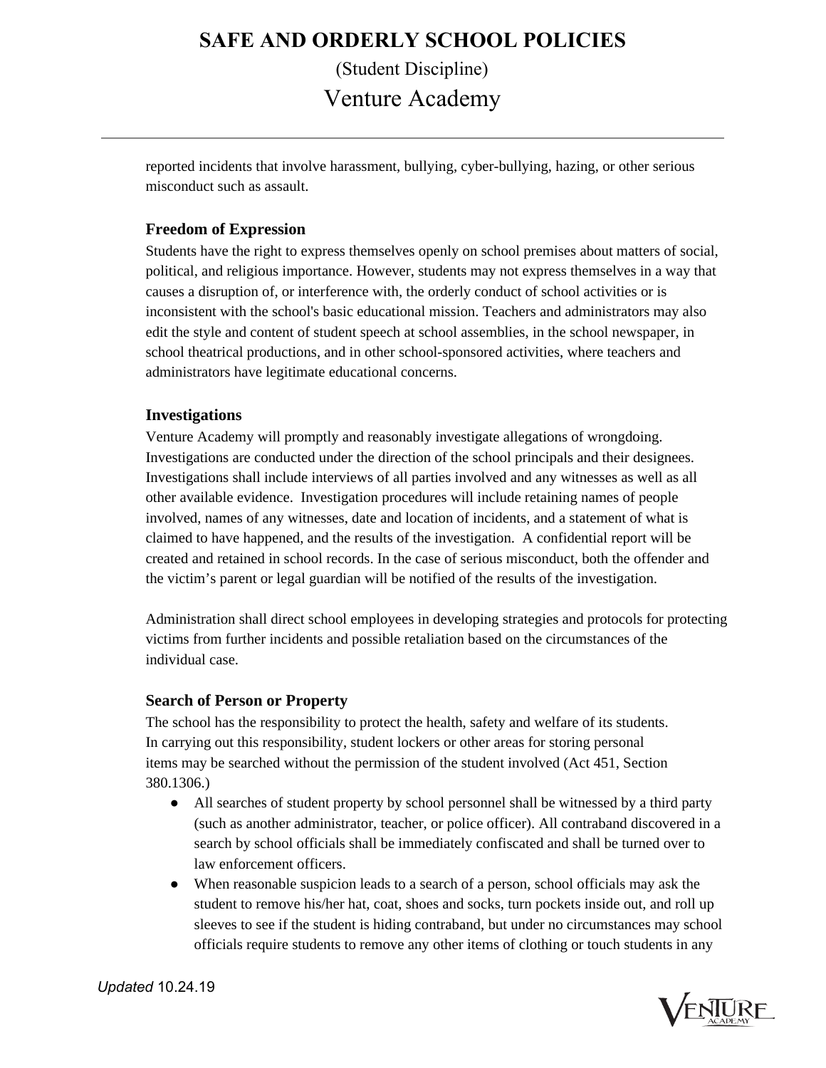reported incidents that involve harassment, bullying, cyber-bullying, hazing, or other serious misconduct such as assault.

### Freedom of Expression

Students have the right to express themselves openly on school premises about matters of social, political, and religious importance. However, students may not express themselves in a way that causes a disruption of, or interference with, the orderly conduct of school activities or is inconsistent with the school's basic educational mission. Teachers and administrators may also edit the style and content of student speech at school assemblies, in the school newspaper, in school theatrical productions, and in other school-sponsored activities, where teachers and administrators have legitimate educational concerns.

### Investigations

Venture Academy will promptly and reasonably investigate allegations of wrongdoing. Investigations are conducted under the direction of the school principals and their designees. Investigations shall include interviews of all parties involved and any witnesses as well as all other available evidence. Investigation procedures will include retaining names of people involved, names of any witnesses, date and location of incidents, and a statement of what is claimed to have happened, and the results of the investigation. A confidential report will be created and retained in school records. In the case of serious misconduct, both the offender and the victim's parent or legal guardian will be notified of the results of the investigation.

Administration shall direct school employees in developing strategies and protocols for protecting victims from further incidents and possible retaliation based on the circumstances of the individual case.

### Search of Person or Property

The school has the responsibility to protect the health, safety and welfare of its students. In carrying out this responsibility, student lockers or other areas for storing personal items may be searched without the permission of the student involved (Act 451, Section 380.1306.)

- All searches of student property by school personnel shall be witnessed by a third party (such as another administrator, teacher, or police officer). All contraband discovered in a search by school officials shall be immediately confiscated and shall be turned over to law enforcement officers.
- When reasonable suspicion leads to a search of a person, school officials may ask the student to remove his/her hat, coat, shoes and socks, turn pockets inside out, and roll up sleeves to see if the student is hiding contraband, but under no circumstances may school officials require students to remove any other items of clothing or touch students in any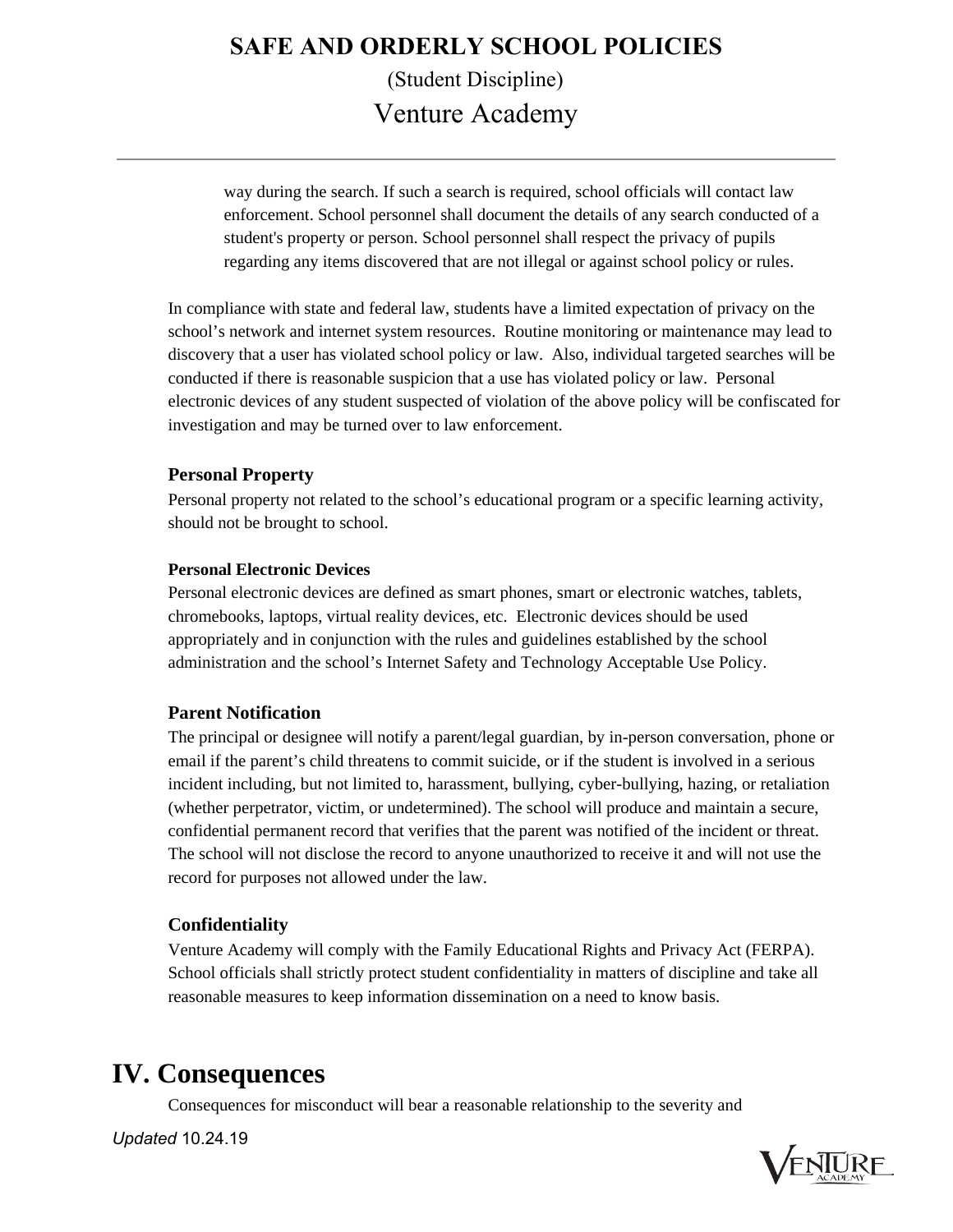way during the search. If such a search is required, school officials will contact law enforcement. School personnel shall document the details of any search conducted of a student's property or person. School personnel shall respect the privacy of pupils regarding any items discovered that are not illegal or against school policy or rules.

In compliance with state and federal law, students have a limited expectation of privacy on the school's network and internet system resources. Routine monitoring or maintenance may lead to discovery that a user has violated school policy or law. Also, individual targeted searches will be conducted if there is reasonable suspicion that a use has violated policy or law. Personal electronic devices of any student suspected of violation of the above policy will be confiscated for investigation and may be turned over to law enforcement.

### Personal Property

Personal property not related to the school's educational program or a specific learning activity, should not be brought to school.

#### Personal Electronic Devices

Personal electronic devices are defined as smart phones, smart or electronic watches, tablets, chromebooks, laptops, virtual reality devices, etc. Electronic devices should be used appropriately and in conjunction with the rules and guidelines established by the school administration and the school's Internet Safety and Technology Acceptable Use Policy.

### Parent Notification

The principal or designee will notify a parent/legal guardian, by in-person conversation, phone or email if the parent's child threatens to commit suicide, or if the student is involved in a serious incident including, but not limited to, harassment, bullying, cyber-bullying, hazing, or retaliation (whether perpetrator, victim, or undetermined). The school will produce and maintain a secure, confidential permanent record that verifies that the parent was notified of the incident or threat. The school will not disclose the record to anyone unauthorized to receive it and will not use the record for purposes not allowed under the law.

### Confidentiality

Venture Academy will comply with the Family Educational Rights and Privacy Act (FERPA). School officials shall strictly protect student confidentiality in matters of discipline and take all reasonable measures to keep information dissemination on a need to know basis.

## IV. Consequences

Consequences for misconduct will bear a reasonable relationship to the severity and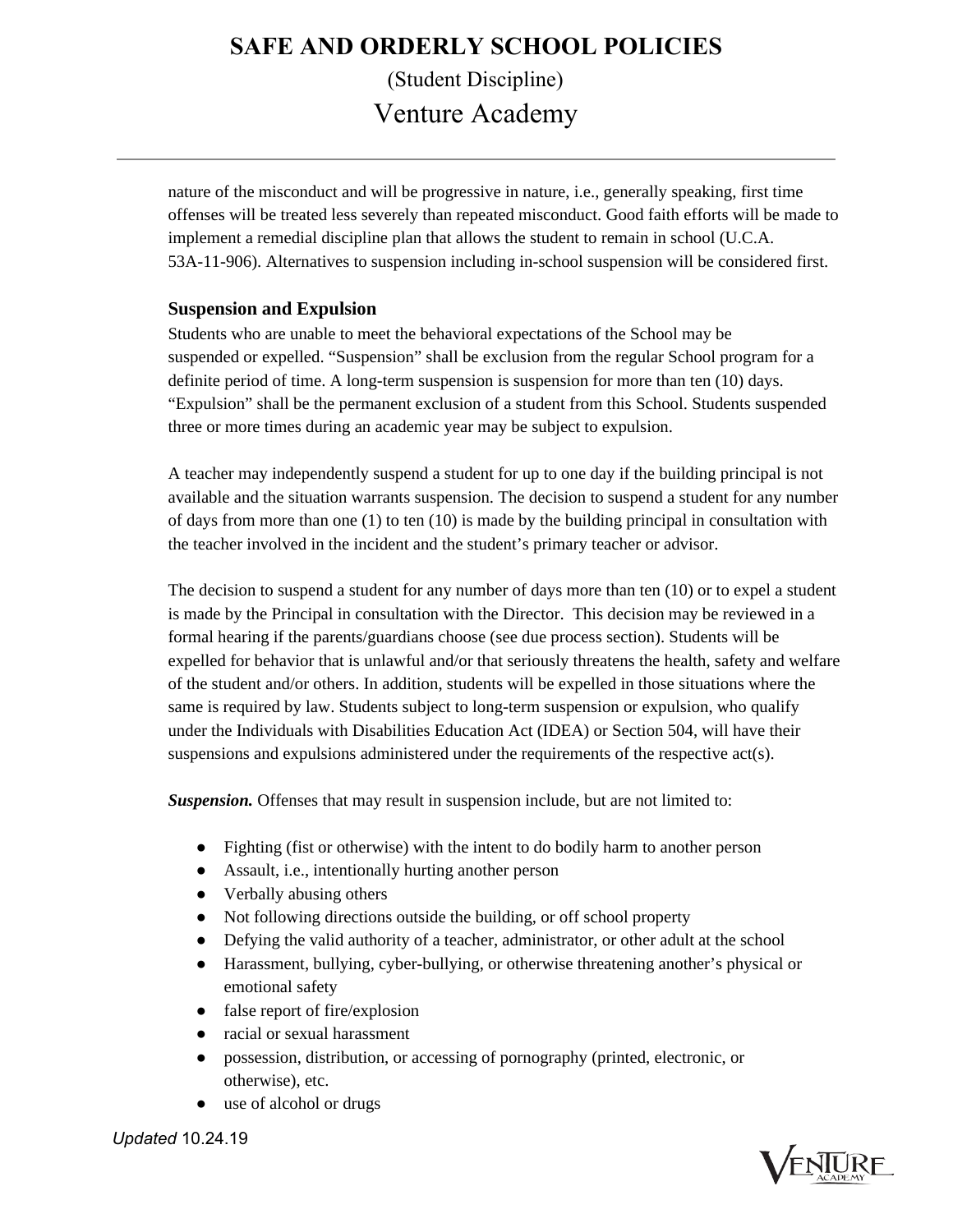nature of the misconduct and will be progressive in nature, i.e., generally speaking, first time offenses will be treated less severely than repeated misconduct. Good faith efforts will be made to implement a remedial discipline plan that allows the student to remain in school (U.C.A. 53A-11-906). Alternatives to suspension including in-school suspension will be considered first.

### Suspension and Expulsion

Students who are unable to meet the behavioral expectations of the School may be suspended or expelled. "Suspension" shall be exclusion from the regular School program for a definite period of time. A long-term suspension is suspension for more than ten (10) days. "Expulsion" shall be the permanent exclusion of a student from this School. Students suspended three or more times during an academic year may be subject to expulsion.

A teacher may independently suspend a student for up to one day if the building principal is not available and the situation warrants suspension. The decision to suspend a student for any number of days from more than one (1) to ten (10) is made by the building principal in consultation with the teacher involved in the incident and the student's primary teacher or advisor.

The decision to suspend a student for any number of days more than ten (10) or to expel a student is made by the Principal in consultation with the Director. This decision may be reviewed in a formal hearing if the parents/guardians choose (see due process section). Students will be expelled for behavior that is unlawful and/or that seriously threatens the health, safety and welfare of the student and/or others. In addition, students will be expelled in those situations where the same is required by law. Students subject to long-term suspension or expulsion, who qualify under the Individuals with Disabilities Education Act (IDEA) or Section 504, will have their suspensions and expulsions administered under the requirements of the respective act(s).

***Suspension.*** Offenses that may result in suspension include, but are not limited to:

- Fighting (fist or otherwise) with the intent to do bodily harm to another person
- Assault, i.e., intentionally hurting another person
- Verbally abusing others
- Not following directions outside the building, or off school property
- Defying the valid authority of a teacher, administrator, or other adult at the school
- Harassment, bullying, cyber-bullying, or otherwise threatening another's physical or emotional safety
- false report of fire/explosion
- racial or sexual harassment
- possession, distribution, or accessing of pornography (printed, electronic, or otherwise), etc.
- use of alcohol or drugs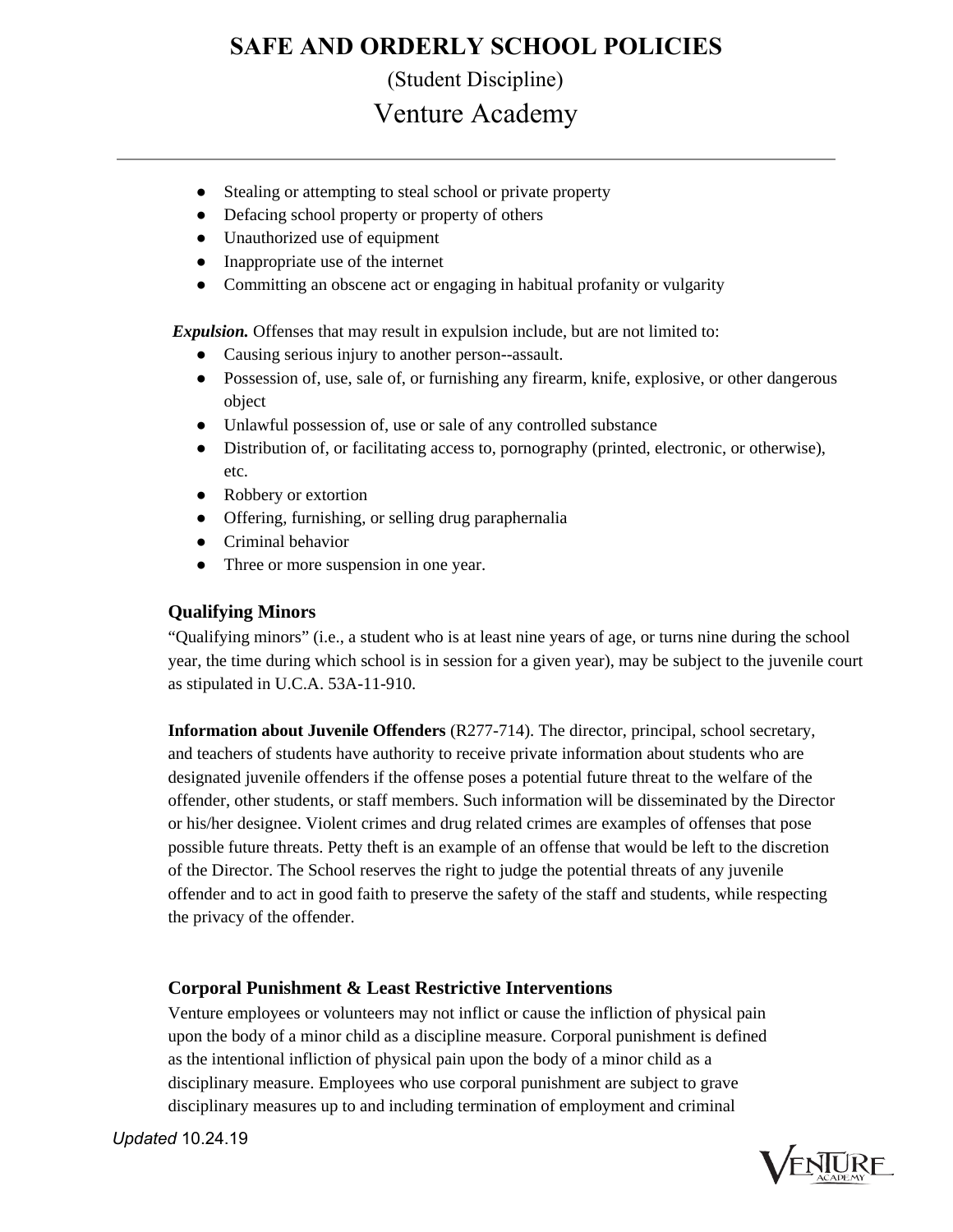- Stealing or attempting to steal school or private property
- Defacing school property or property of others
- Unauthorized use of equipment
- Inappropriate use of the internet
- Committing an obscene act or engaging in habitual profanity or vulgarity

***Expulsion.*** Offenses that may result in expulsion include, but are not limited to:

- Causing serious injury to another person--assault.
- Possession of, use, sale of, or furnishing any firearm, knife, explosive, or other dangerous object
- Unlawful possession of, use or sale of any controlled substance
- Distribution of, or facilitating access to, pornography (printed, electronic, or otherwise), etc.
- Robbery or extortion
- Offering, furnishing, or selling drug paraphernalia
- Criminal behavior
- Three or more suspension in one year.

### Qualifying Minors

"Qualifying minors" (i.e., a student who is at least nine years of age, or turns nine during the school year, the time during which school is in session for a given year), may be subject to the juvenile court as stipulated in U.C.A. 53A-11-910.

**Information about Juvenile Offenders** (R277-714). The director, principal, school secretary, and teachers of students have authority to receive private information about students who are designated juvenile offenders if the offense poses a potential future threat to the welfare of the offender, other students, or staff members. Such information will be disseminated by the Director or his/her designee. Violent crimes and drug related crimes are examples of offenses that pose possible future threats. Petty theft is an example of an offense that would be left to the discretion of the Director. The School reserves the right to judge the potential threats of any juvenile offender and to act in good faith to preserve the safety of the staff and students, while respecting the privacy of the offender.

### Corporal Punishment & Least Restrictive Interventions

Venture employees or volunteers may not inflict or cause the infliction of physical pain upon the body of a minor child as a discipline measure. Corporal punishment is defined as the intentional infliction of physical pain upon the body of a minor child as a disciplinary measure. Employees who use corporal punishment are subject to grave disciplinary measures up to and including termination of employment and criminal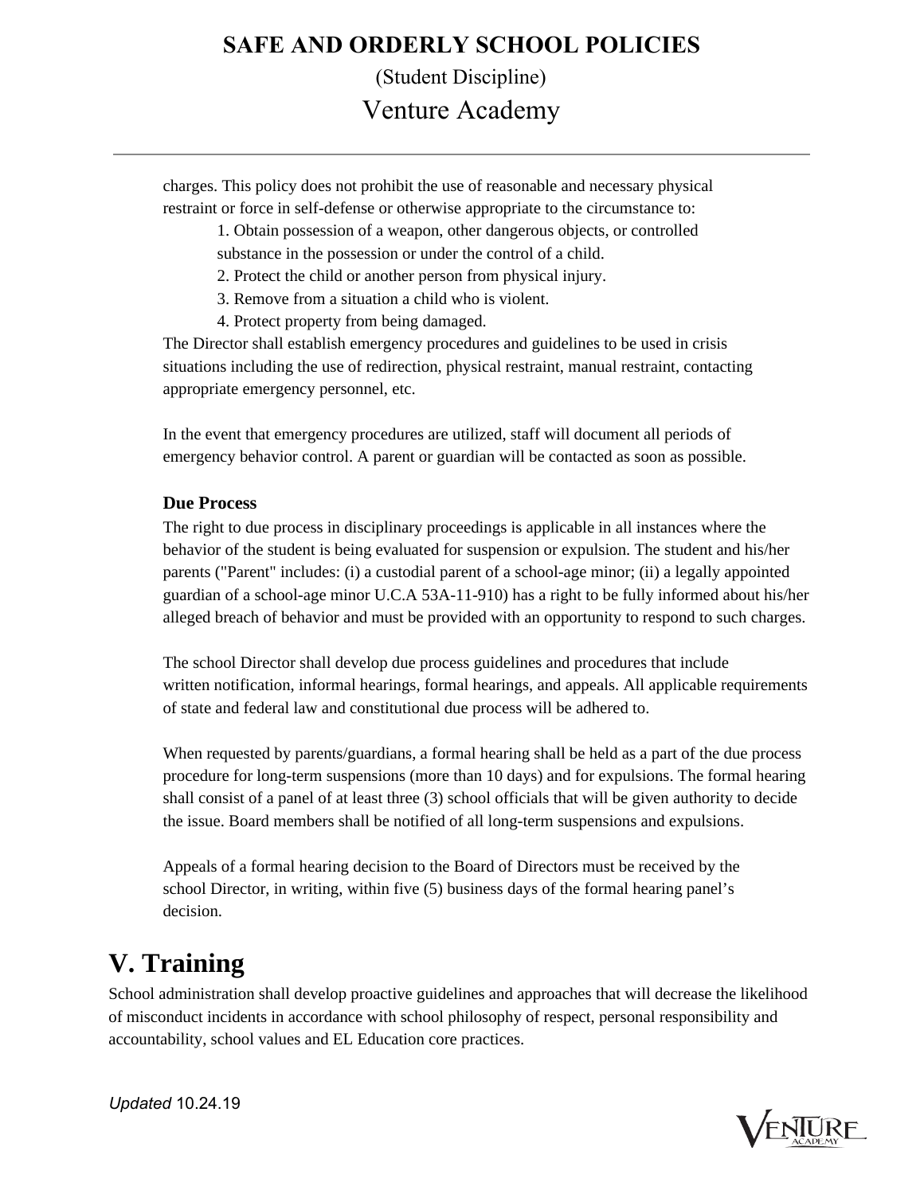charges. This policy does not prohibit the use of reasonable and necessary physical restraint or force in self-defense or otherwise appropriate to the circumstance to:

1. Obtain possession of a weapon, other dangerous objects, or controlled substance in the possession or under the control of a child.
2. Protect the child or another person from physical injury.
3. Remove from a situation a child who is violent.
4. Protect property from being damaged.

The Director shall establish emergency procedures and guidelines to be used in crisis situations including the use of redirection, physical restraint, manual restraint, contacting appropriate emergency personnel, etc.

In the event that emergency procedures are utilized, staff will document all periods of emergency behavior control. A parent or guardian will be contacted as soon as possible.

### Due Process

The right to due process in disciplinary proceedings is applicable in all instances where the behavior of the student is being evaluated for suspension or expulsion. The student and his/her parents ("Parent" includes: (i) a custodial parent of a school-age minor; (ii) a legally appointed guardian of a school-age minor U.C.A 53A-11-910) has a right to be fully informed about his/her alleged breach of behavior and must be provided with an opportunity to respond to such charges.

The school Director shall develop due process guidelines and procedures that include written notification, informal hearings, formal hearings, and appeals. All applicable requirements of state and federal law and constitutional due process will be adhered to.

When requested by parents/guardians, a formal hearing shall be held as a part of the due process procedure for long-term suspensions (more than 10 days) and for expulsions. The formal hearing shall consist of a panel of at least three (3) school officials that will be given authority to decide the issue. Board members shall be notified of all long-term suspensions and expulsions.

Appeals of a formal hearing decision to the Board of Directors must be received by the school Director, in writing, within five (5) business days of the formal hearing panel's decision.

# V. Training

School administration shall develop proactive guidelines and approaches that will decrease the likelihood of misconduct incidents in accordance with school philosophy of respect, personal responsibility and accountability, school values and EL Education core practices.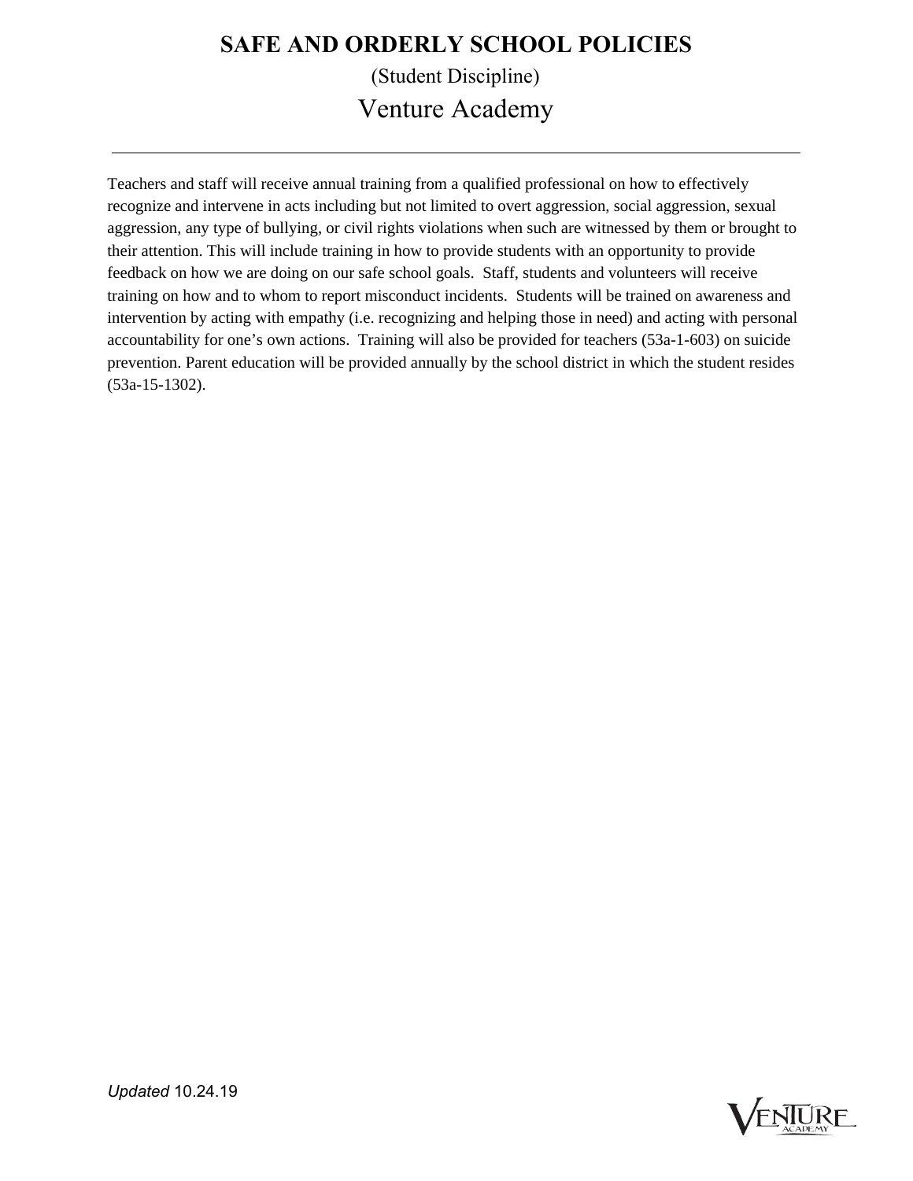# SAFE AND ORDERLY SCHOOL POLICIES

(Student Discipline)

Venture Academy

---

Teachers and staff will receive annual training from a qualified professional on how to effectively recognize and intervene in acts including but not limited to overt aggression, social aggression, sexual aggression, any type of bullying, or civil rights violations when such are witnessed by them or brought to their attention. This will include training in how to provide students with an opportunity to provide feedback on how we are doing on our safe school goals. Staff, students and volunteers will receive training on how and to whom to report misconduct incidents. Students will be trained on awareness and intervention by acting with empathy (i.e. recognizing and helping those in need) and acting with personal accountability for one's own actions. Training will also be provided for teachers (53a-1-603) on suicide prevention. Parent education will be provided annually by the school district in which the student resides (53a-15-1302).